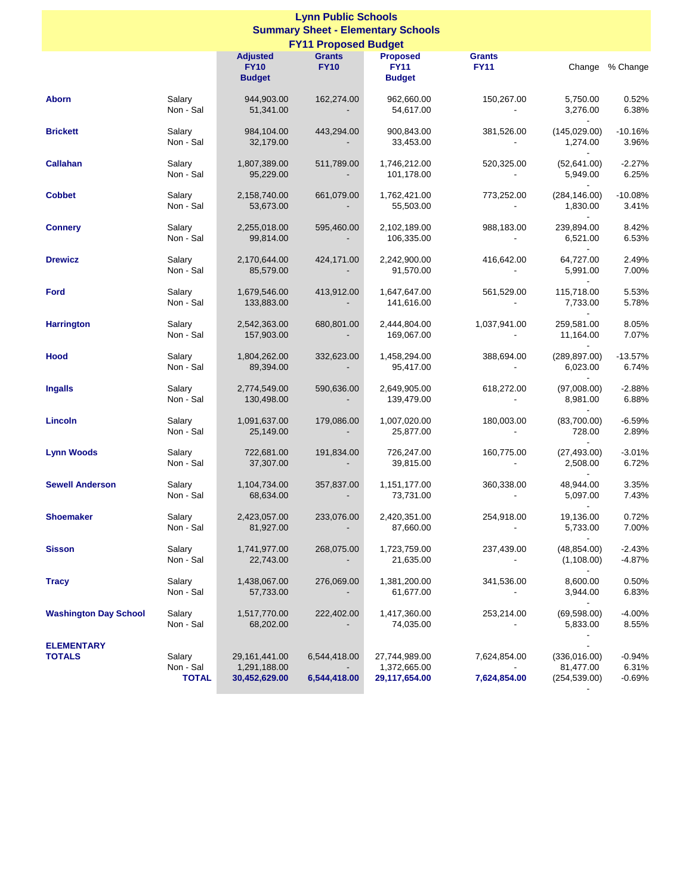# Lynn Public Schools

## Summary Sheet - Elementary Schools

### FY11 Proposed Budget

| | | Adjusted FY10 Budget | Grants FY10 | Proposed FY11 Budget | Grants FY11 | Change | % Change |
|---|---|---|---|---|---|---|---|
| **Aborn** | Salary | 944,903.00 | 162,274.00 | 962,660.00 | 150,267.00 | 5,750.00 | 0.52% |
| | Non - Sal | 51,341.00 | - | 54,617.00 | - | 3,276.00 | 6.38% |
| | | | | | | - | |
| **Brickett** | Salary | 984,104.00 | 443,294.00 | 900,843.00 | 381,526.00 | (145,029.00) | -10.16% |
| | Non - Sal | 32,179.00 | - | 33,453.00 | - | 1,274.00 | 3.96% |
| | | | | | | - | |
| **Callahan** | Salary | 1,807,389.00 | 511,789.00 | 1,746,212.00 | 520,325.00 | (52,641.00) | -2.27% |
| | Non - Sal | 95,229.00 | - | 101,178.00 | - | 5,949.00 | 6.25% |
| | | | | | | - | |
| **Cobbet** | Salary | 2,158,740.00 | 661,079.00 | 1,762,421.00 | 773,252.00 | (284,146.00) | -10.08% |
| | Non - Sal | 53,673.00 | - | 55,503.00 | - | 1,830.00 | 3.41% |
| | | | | | | - | |
| **Connery** | Salary | 2,255,018.00 | 595,460.00 | 2,102,189.00 | 988,183.00 | 239,894.00 | 8.42% |
| | Non - Sal | 99,814.00 | - | 106,335.00 | - | 6,521.00 | 6.53% |
| | | | | | | - | |
| **Drewicz** | Salary | 2,170,644.00 | 424,171.00 | 2,242,900.00 | 416,642.00 | 64,727.00 | 2.49% |
| | Non - Sal | 85,579.00 | - | 91,570.00 | - | 5,991.00 | 7.00% |
| | | | | | | - | |
| **Ford** | Salary | 1,679,546.00 | 413,912.00 | 1,647,647.00 | 561,529.00 | 115,718.00 | 5.53% |
| | Non - Sal | 133,883.00 | - | 141,616.00 | - | 7,733.00 | 5.78% |
| | | | | | | - | |
| **Harrington** | Salary | 2,542,363.00 | 680,801.00 | 2,444,804.00 | 1,037,941.00 | 259,581.00 | 8.05% |
| | Non - Sal | 157,903.00 | - | 169,067.00 | - | 11,164.00 | 7.07% |
| | | | | | | - | |
| **Hood** | Salary | 1,804,262.00 | 332,623.00 | 1,458,294.00 | 388,694.00 | (289,897.00) | -13.57% |
| | Non - Sal | 89,394.00 | - | 95,417.00 | - | 6,023.00 | 6.74% |
| | | | | | | - | |
| **Ingalls** | Salary | 2,774,549.00 | 590,636.00 | 2,649,905.00 | 618,272.00 | (97,008.00) | -2.88% |
| | Non - Sal | 130,498.00 | - | 139,479.00 | - | 8,981.00 | 6.88% |
| | | | | | | - | |
| **Lincoln** | Salary | 1,091,637.00 | 179,086.00 | 1,007,020.00 | 180,003.00 | (83,700.00) | -6.59% |
| | Non - Sal | 25,149.00 | - | 25,877.00 | - | 728.00 | 2.89% |
| | | | | | | - | |
| **Lynn Woods** | Salary | 722,681.00 | 191,834.00 | 726,247.00 | 160,775.00 | (27,493.00) | -3.01% |
| | Non - Sal | 37,307.00 | - | 39,815.00 | - | 2,508.00 | 6.72% |
| | | | | | | - | |
| **Sewell Anderson** | Salary | 1,104,734.00 | 357,837.00 | 1,151,177.00 | 360,338.00 | 48,944.00 | 3.35% |
| | Non - Sal | 68,634.00 | - | 73,731.00 | - | 5,097.00 | 7.43% |
| | | | | | | - | |
| **Shoemaker** | Salary | 2,423,057.00 | 233,076.00 | 2,420,351.00 | 254,918.00 | 19,136.00 | 0.72% |
| | Non - Sal | 81,927.00 | - | 87,660.00 | - | 5,733.00 | 7.00% |
| | | | | | | - | |
| **Sisson** | Salary | 1,741,977.00 | 268,075.00 | 1,723,759.00 | 237,439.00 | (48,854.00) | -2.43% |
| | Non - Sal | 22,743.00 | - | 21,635.00 | - | (1,108.00) | -4.87% |
| | | | | | | - | |
| **Tracy** | Salary | 1,438,067.00 | 276,069.00 | 1,381,200.00 | 341,536.00 | 8,600.00 | 0.50% |
| | Non - Sal | 57,733.00 | - | 61,677.00 | - | 3,944.00 | 6.83% |
| | | | | | | - | |
| **Washington Day School** | Salary | 1,517,770.00 | 222,402.00 | 1,417,360.00 | 253,214.00 | (69,598.00) | -4.00% |
| | Non - Sal | 68,202.00 | - | 74,035.00 | - | 5,833.00 | 8.55% |
| | | | | | | - | |
| **ELEMENTARY TOTALS** | | | | | | - | |
| | Salary | 29,161,441.00 | 6,544,418.00 | 27,744,989.00 | 7,624,854.00 | (336,016.00) | -0.94% |
| | Non - Sal | 1,291,188.00 | - | 1,372,665.00 | - | 81,477.00 | 6.31% |
| | **TOTAL** | **30,452,629.00** | **6,544,418.00** | **29,117,654.00** | **7,624,854.00** | (254,539.00) | -0.69% |
| | | | | | | - | |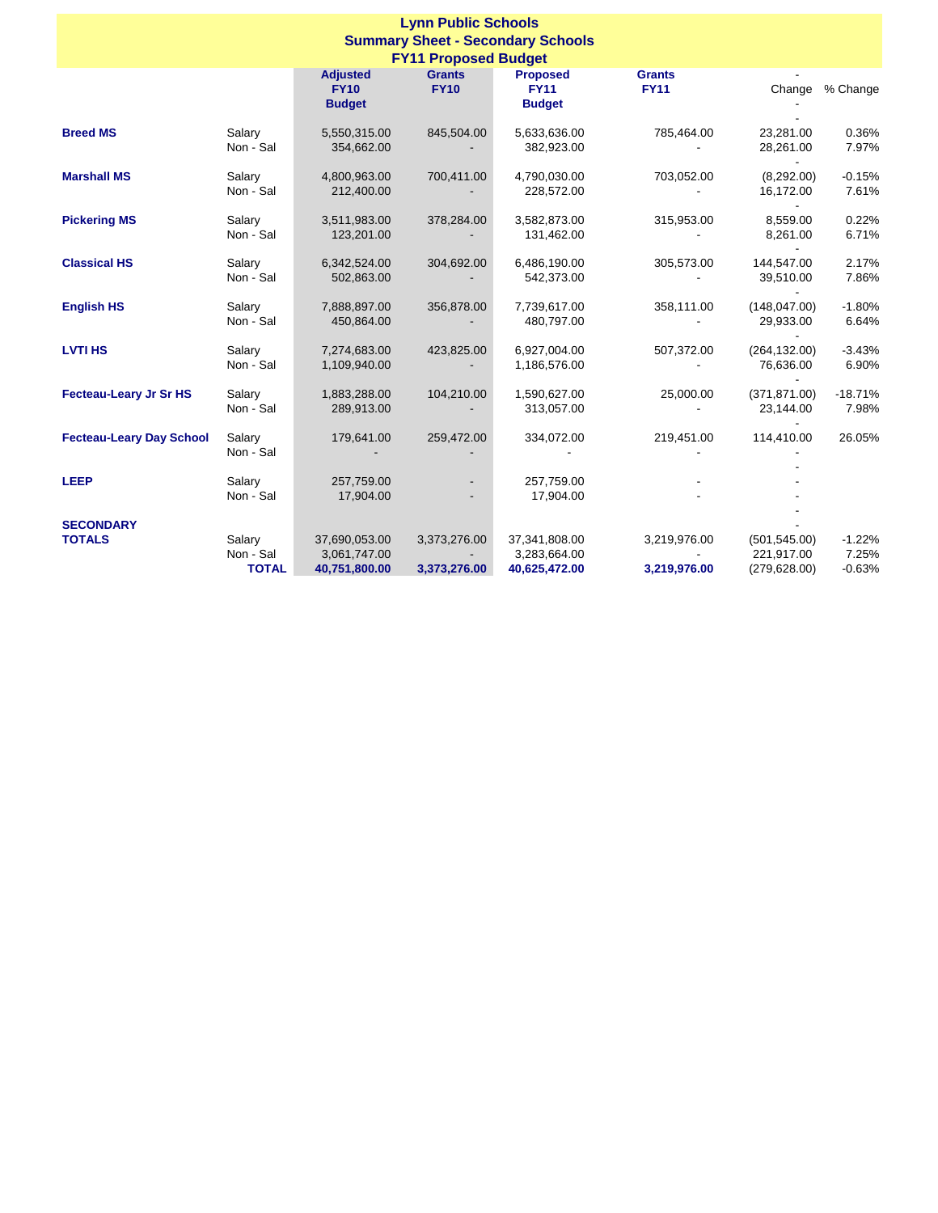# Lynn Public Schools

## Summary Sheet - Secondary Schools

### FY11 Proposed Budget

| | | Adjusted FY10 Budget | Grants FY10 | Proposed FY11 Budget | Grants FY11 | Change | % Change |
|---|---|---|---|---|---|---|---|
| **Breed MS** | Salary | 5,550,315.00 | 845,504.00 | 5,633,636.00 | 785,464.00 | 23,281.00 | 0.36% |
| | Non - Sal | 354,662.00 | - | 382,923.00 | - | 28,261.00 | 7.97% |
| **Marshall MS** | Salary | 4,800,963.00 | 700,411.00 | 4,790,030.00 | 703,052.00 | (8,292.00) | -0.15% |
| | Non - Sal | 212,400.00 | - | 228,572.00 | - | 16,172.00 | 7.61% |
| **Pickering MS** | Salary | 3,511,983.00 | 378,284.00 | 3,582,873.00 | 315,953.00 | 8,559.00 | 0.22% |
| | Non - Sal | 123,201.00 | - | 131,462.00 | - | 8,261.00 | 6.71% |
| **Classical HS** | Salary | 6,342,524.00 | 304,692.00 | 6,486,190.00 | 305,573.00 | 144,547.00 | 2.17% |
| | Non - Sal | 502,863.00 | - | 542,373.00 | - | 39,510.00 | 7.86% |
| **English HS** | Salary | 7,888,897.00 | 356,878.00 | 7,739,617.00 | 358,111.00 | (148,047.00) | -1.80% |
| | Non - Sal | 450,864.00 | - | 480,797.00 | - | 29,933.00 | 6.64% |
| **LVTI HS** | Salary | 7,274,683.00 | 423,825.00 | 6,927,004.00 | 507,372.00 | (264,132.00) | -3.43% |
| | Non - Sal | 1,109,940.00 | - | 1,186,576.00 | - | 76,636.00 | 6.90% |
| **Fecteau-Leary Jr Sr HS** | Salary | 1,883,288.00 | 104,210.00 | 1,590,627.00 | 25,000.00 | (371,871.00) | -18.71% |
| | Non - Sal | 289,913.00 | - | 313,057.00 | - | 23,144.00 | 7.98% |
| **Fecteau-Leary Day School** | Salary | 179,641.00 | 259,472.00 | 334,072.00 | 219,451.00 | 114,410.00 | 26.05% |
| | Non - Sal | - | - | - | - | - | |
| **LEEP** | Salary | 257,759.00 | - | 257,759.00 | - | - | |
| | Non - Sal | 17,904.00 | - | 17,904.00 | - | - | |
| **SECONDARY TOTALS** | Salary | 37,690,053.00 | 3,373,276.00 | 37,341,808.00 | 3,219,976.00 | (501,545.00) | -1.22% |
| | Non - Sal | 3,061,747.00 | - | 3,283,664.00 | - | 221,917.00 | 7.25% |
| | **TOTAL** | **40,751,800.00** | **3,373,276.00** | **40,625,472.00** | **3,219,976.00** | (279,628.00) | -0.63% |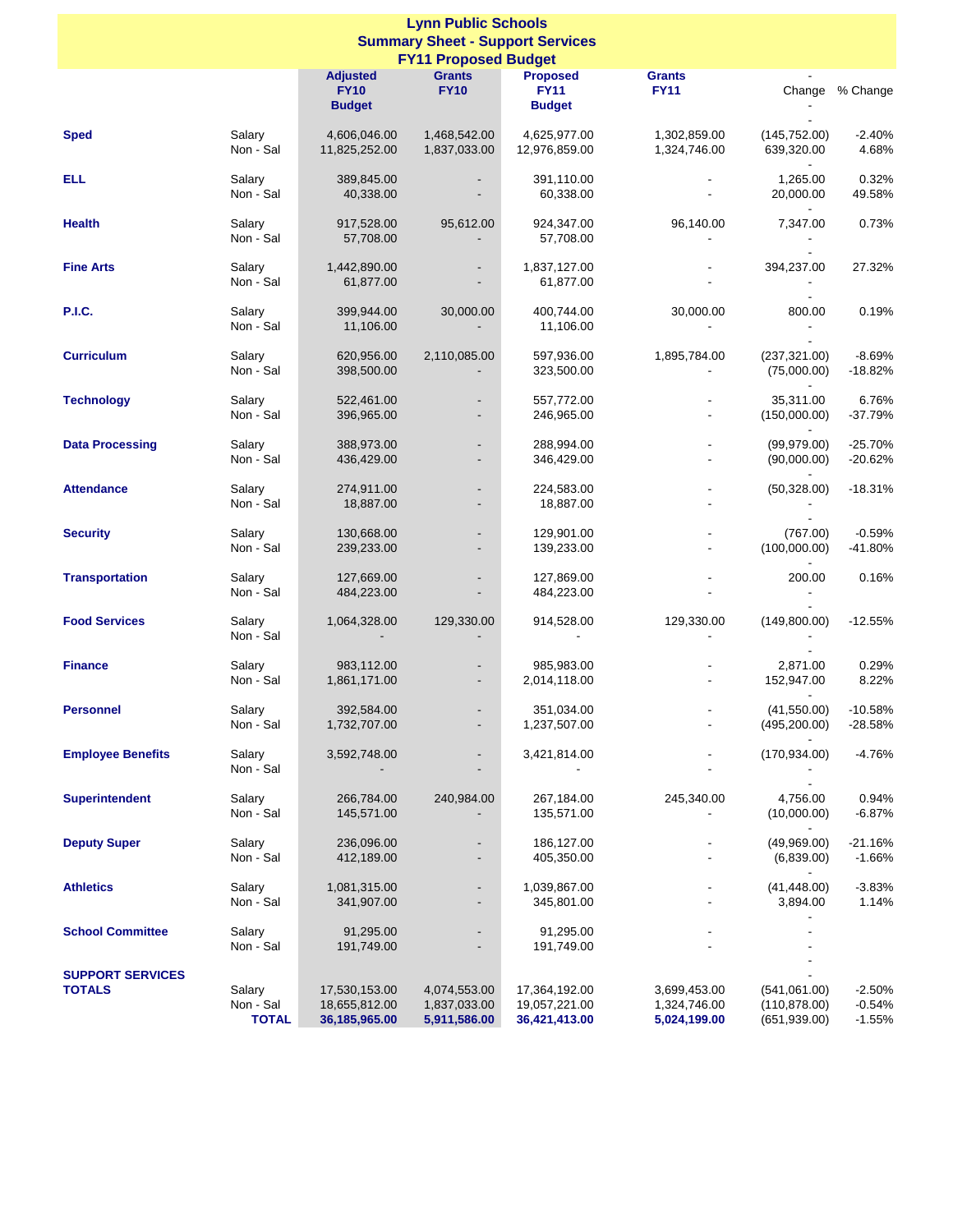# Lynn Public Schools
## Summary Sheet - Support Services
### FY11 Proposed Budget

| | | Adjusted FY10 Budget | Grants FY10 | Proposed FY11 Budget | Grants FY11 | Change | % Change |
|---|---|---|---|---|---|---|---|
| **Sped** | Salary | 4,606,046.00 | 1,468,542.00 | 4,625,977.00 | 1,302,859.00 | (145,752.00) | -2.40% |
| | Non - Sal | 11,825,252.00 | 1,837,033.00 | 12,976,859.00 | 1,324,746.00 | 639,320.00 | 4.68% |
| **ELL** | Salary | 389,845.00 | - | 391,110.00 | - | 1,265.00 | 0.32% |
| | Non - Sal | 40,338.00 | - | 60,338.00 | - | 20,000.00 | 49.58% |
| **Health** | Salary | 917,528.00 | 95,612.00 | 924,347.00 | 96,140.00 | 7,347.00 | 0.73% |
| | Non - Sal | 57,708.00 | - | 57,708.00 | - | - | |
| **Fine Arts** | Salary | 1,442,890.00 | - | 1,837,127.00 | - | 394,237.00 | 27.32% |
| | Non - Sal | 61,877.00 | - | 61,877.00 | - | - | |
| **P.I.C.** | Salary | 399,944.00 | 30,000.00 | 400,744.00 | 30,000.00 | 800.00 | 0.19% |
| | Non - Sal | 11,106.00 | - | 11,106.00 | - | - | |
| **Curriculum** | Salary | 620,956.00 | 2,110,085.00 | 597,936.00 | 1,895,784.00 | (237,321.00) | -8.69% |
| | Non - Sal | 398,500.00 | - | 323,500.00 | - | (75,000.00) | -18.82% |
| **Technology** | Salary | 522,461.00 | - | 557,772.00 | - | 35,311.00 | 6.76% |
| | Non - Sal | 396,965.00 | - | 246,965.00 | - | (150,000.00) | -37.79% |
| **Data Processing** | Salary | 388,973.00 | - | 288,994.00 | - | (99,979.00) | -25.70% |
| | Non - Sal | 436,429.00 | - | 346,429.00 | - | (90,000.00) | -20.62% |
| **Attendance** | Salary | 274,911.00 | - | 224,583.00 | - | (50,328.00) | -18.31% |
| | Non - Sal | 18,887.00 | - | 18,887.00 | - | - | |
| **Security** | Salary | 130,668.00 | - | 129,901.00 | - | (767.00) | -0.59% |
| | Non - Sal | 239,233.00 | - | 139,233.00 | - | (100,000.00) | -41.80% |
| **Transportation** | Salary | 127,669.00 | - | 127,869.00 | - | 200.00 | 0.16% |
| | Non - Sal | 484,223.00 | - | 484,223.00 | - | - | |
| **Food Services** | Salary | 1,064,328.00 | 129,330.00 | 914,528.00 | 129,330.00 | (149,800.00) | -12.55% |
| | Non - Sal | - | - | - | - | - | |
| **Finance** | Salary | 983,112.00 | - | 985,983.00 | - | 2,871.00 | 0.29% |
| | Non - Sal | 1,861,171.00 | - | 2,014,118.00 | - | 152,947.00 | 8.22% |
| **Personnel** | Salary | 392,584.00 | - | 351,034.00 | - | (41,550.00) | -10.58% |
| | Non - Sal | 1,732,707.00 | - | 1,237,507.00 | - | (495,200.00) | -28.58% |
| **Employee Benefits** | Salary | 3,592,748.00 | - | 3,421,814.00 | - | (170,934.00) | -4.76% |
| | Non - Sal | - | - | - | - | - | |
| **Superintendent** | Salary | 266,784.00 | 240,984.00 | 267,184.00 | 245,340.00 | 4,756.00 | 0.94% |
| | Non - Sal | 145,571.00 | - | 135,571.00 | - | (10,000.00) | -6.87% |
| **Deputy Super** | Salary | 236,096.00 | - | 186,127.00 | - | (49,969.00) | -21.16% |
| | Non - Sal | 412,189.00 | - | 405,350.00 | - | (6,839.00) | -1.66% |
| **Athletics** | Salary | 1,081,315.00 | - | 1,039,867.00 | - | (41,448.00) | -3.83% |
| | Non - Sal | 341,907.00 | - | 345,801.00 | - | 3,894.00 | 1.14% |
| **School Committee** | Salary | 91,295.00 | - | 91,295.00 | - | - | |
| | Non - Sal | 191,749.00 | - | 191,749.00 | - | - | |
| **SUPPORT SERVICES TOTALS** | Salary | 17,530,153.00 | 4,074,553.00 | 17,364,192.00 | 3,699,453.00 | (541,061.00) | -2.50% |
| | Non - Sal | 18,655,812.00 | 1,837,033.00 | 19,057,221.00 | 1,324,746.00 | (110,878.00) | -0.54% |
| | **TOTAL** | **36,185,965.00** | **5,911,586.00** | **36,421,413.00** | **5,024,199.00** | (651,939.00) | -1.55% |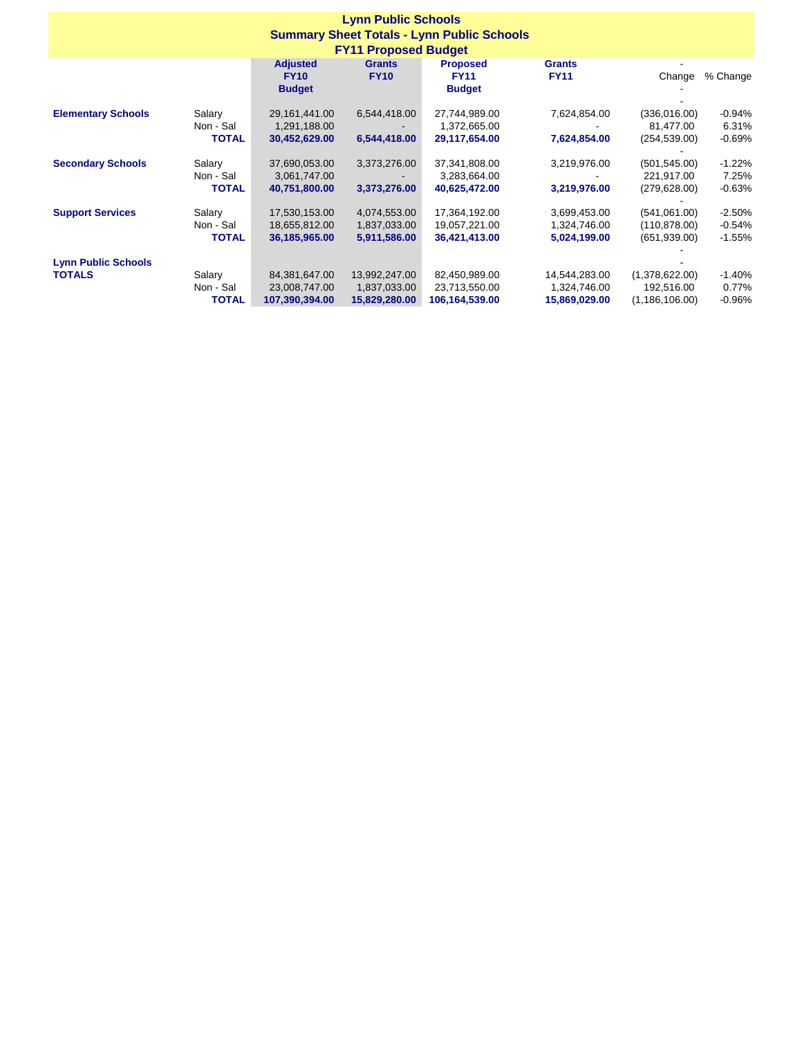# Lynn Public Schools

## Summary Sheet Totals - Lynn Public Schools

### FY11 Proposed Budget

| | | Adjusted FY10 Budget | Grants FY10 | Proposed FY11 Budget | Grants FY11 | Change | % Change |
|---|---|---|---|---|---|---|---|
| **Elementary Schools** | Salary | 29,161,441.00 | 6,544,418.00 | 27,744,989.00 | 7,624,854.00 | (336,016.00) | -0.94% |
| | Non - Sal | 1,291,188.00 | - | 1,372,665.00 | - | 81,477.00 | 6.31% |
| | **TOTAL** | **30,452,629.00** | **6,544,418.00** | **29,117,654.00** | **7,624,854.00** | (254,539.00) | -0.69% |
| **Secondary Schools** | Salary | 37,690,053.00 | 3,373,276.00 | 37,341,808.00 | 3,219,976.00 | (501,545.00) | -1.22% |
| | Non - Sal | 3,061,747.00 | - | 3,283,664.00 | - | 221,917.00 | 7.25% |
| | **TOTAL** | **40,751,800.00** | **3,373,276.00** | **40,625,472.00** | **3,219,976.00** | (279,628.00) | -0.63% |
| **Support Services** | Salary | 17,530,153.00 | 4,074,553.00 | 17,364,192.00 | 3,699,453.00 | (541,061.00) | -2.50% |
| | Non - Sal | 18,655,812.00 | 1,837,033.00 | 19,057,221.00 | 1,324,746.00 | (110,878.00) | -0.54% |
| | **TOTAL** | **36,185,965.00** | **5,911,586.00** | **36,421,413.00** | **5,024,199.00** | (651,939.00) | -1.55% |
| **Lynn Public Schools TOTALS** | Salary | 84,381,647.00 | 13,992,247.00 | 82,450,989.00 | 14,544,283.00 | (1,378,622.00) | -1.40% |
| | Non - Sal | 23,008,747.00 | 1,837,033.00 | 23,713,550.00 | 1,324,746.00 | 192,516.00 | 0.77% |
| | **TOTAL** | **107,390,394.00** | **15,829,280.00** | **106,164,539.00** | **15,869,029.00** | (1,186,106.00) | -0.96% |